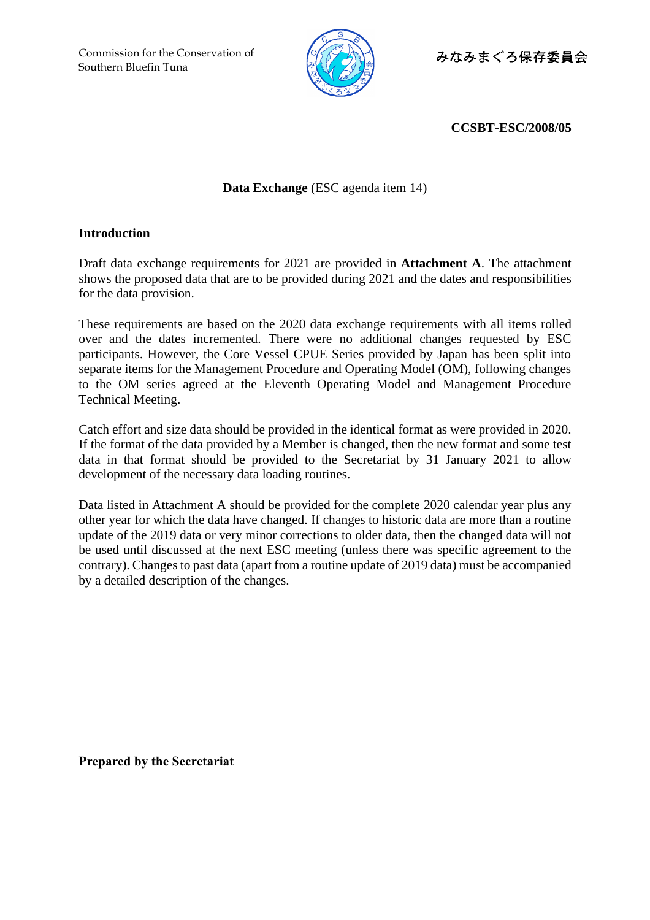Commission for the Conservation of Southern Bluefin Tuna

みなみまぐろ保存委員会

**CCSBT-ESC/2008/05**

**Data Exchange** (ESC agenda item 14)

## Introduction

Draft data exchange requirements for 2021 are provided in **Attachment A**. The attachment shows the proposed data that are to be provided during 2021 and the dates and responsibilities for the data provision.

These requirements are based on the 2020 data exchange requirements with all items rolled over and the dates incremented. There were no additional changes requested by ESC participants. However, the Core Vessel CPUE Series provided by Japan has been split into separate items for the Management Procedure and Operating Model (OM), following changes to the OM series agreed at the Eleventh Operating Model and Management Procedure Technical Meeting.

Catch effort and size data should be provided in the identical format as were provided in 2020. If the format of the data provided by a Member is changed, then the new format and some test data in that format should be provided to the Secretariat by 31 January 2021 to allow development of the necessary data loading routines.

Data listed in Attachment A should be provided for the complete 2020 calendar year plus any other year for which the data have changed. If changes to historic data are more than a routine update of the 2019 data or very minor corrections to older data, then the changed data will not be used until discussed at the next ESC meeting (unless there was specific agreement to the contrary). Changes to past data (apart from a routine update of 2019 data) must be accompanied by a detailed description of the changes.

**Prepared by the Secretariat**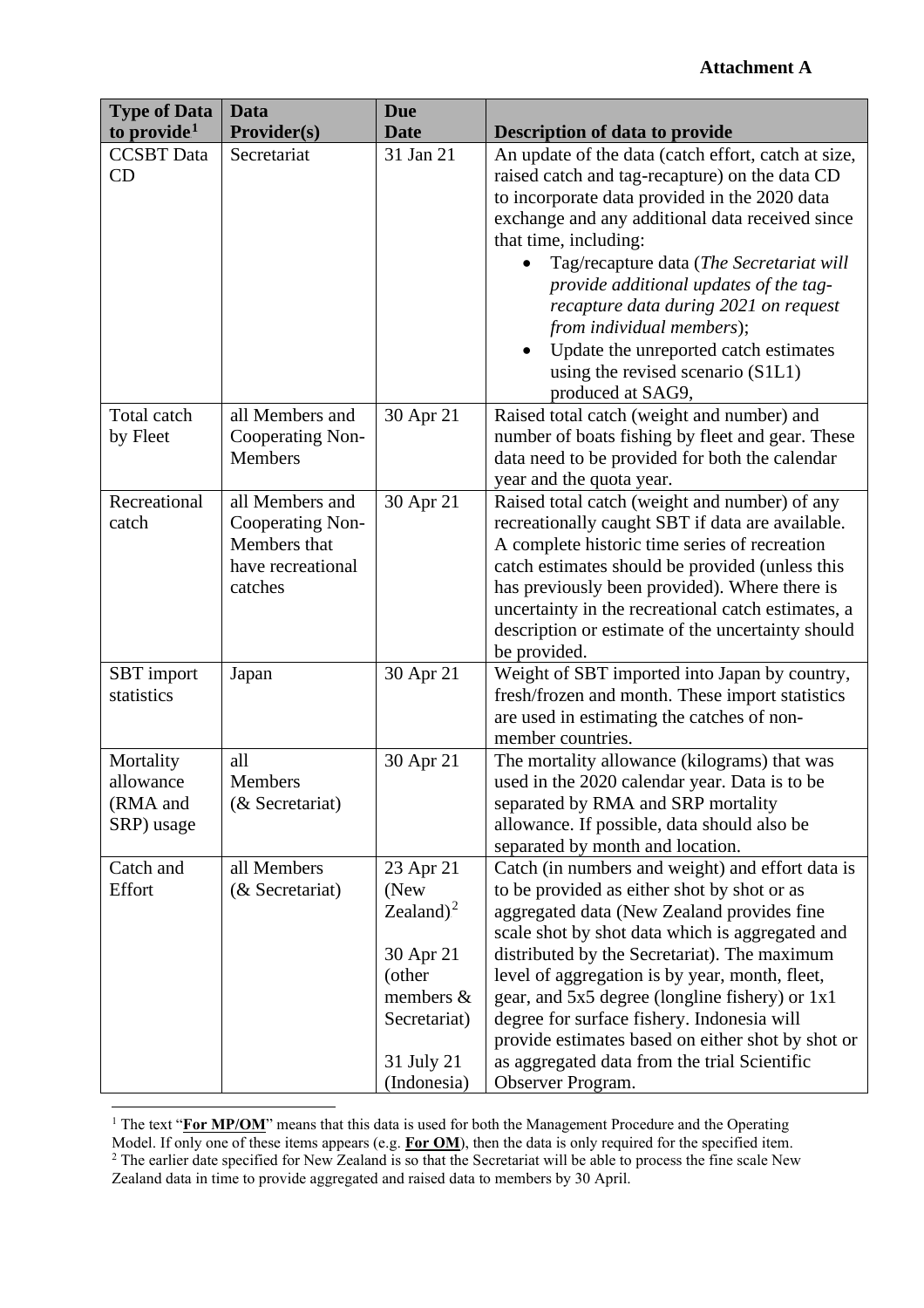**Attachment A**

| Type of Data to provide[1] | Data Provider(s) | Due Date | Description of data to provide |
|---|---|---|---|
| CCSBT Data CD | Secretariat | 31 Jan 21 | An update of the data (catch effort, catch at size, raised catch and tag-recapture) on the data CD to incorporate data provided in the 2020 data exchange and any additional data received since that time, including:<br>• Tag/recapture data (*The Secretariat will provide additional updates of the tag-recapture data during 2021 on request from individual members*);<br>• Update the unreported catch estimates using the revised scenario (S1L1) produced at SAG9, |
| Total catch by Fleet | all Members and Cooperating Non-Members | 30 Apr 21 | Raised total catch (weight and number) and number of boats fishing by fleet and gear. These data need to be provided for both the calendar year and the quota year. |
| Recreational catch | all Members and Cooperating Non-Members that have recreational catches | 30 Apr 21 | Raised total catch (weight and number) of any recreationally caught SBT if data are available. A complete historic time series of recreation catch estimates should be provided (unless this has previously been provided). Where there is uncertainty in the recreational catch estimates, a description or estimate of the uncertainty should be provided. |
| SBT import statistics | Japan | 30 Apr 21 | Weight of SBT imported into Japan by country, fresh/frozen and month. These import statistics are used in estimating the catches of non-member countries. |
| Mortality allowance (RMA and SRP) usage | all Members (& Secretariat) | 30 Apr 21 | The mortality allowance (kilograms) that was used in the 2020 calendar year. Data is to be separated by RMA and SRP mortality allowance. If possible, data should also be separated by month and location. |
| Catch and Effort | all Members (& Secretariat) | 23 Apr 21 (New Zealand)[2]<br><br>30 Apr 21 (other members & Secretariat)<br><br>31 July 21 (Indonesia) | Catch (in numbers and weight) and effort data is to be provided as either shot by shot or as aggregated data (New Zealand provides fine scale shot by shot data which is aggregated and distributed by the Secretariat). The maximum level of aggregation is by year, month, fleet, gear, and 5x5 degree (longline fishery) or 1x1 degree for surface fishery. Indonesia will provide estimates based on either shot by shot or as aggregated data from the trial Scientific Observer Program. |

[1] The text "**For MP/OM**" means that this data is used for both the Management Procedure and the Operating Model. If only one of these items appears (e.g. **For OM**), then the data is only required for the specified item.

[2] The earlier date specified for New Zealand is so that the Secretariat will be able to process the fine scale New Zealand data in time to provide aggregated and raised data to members by 30 April.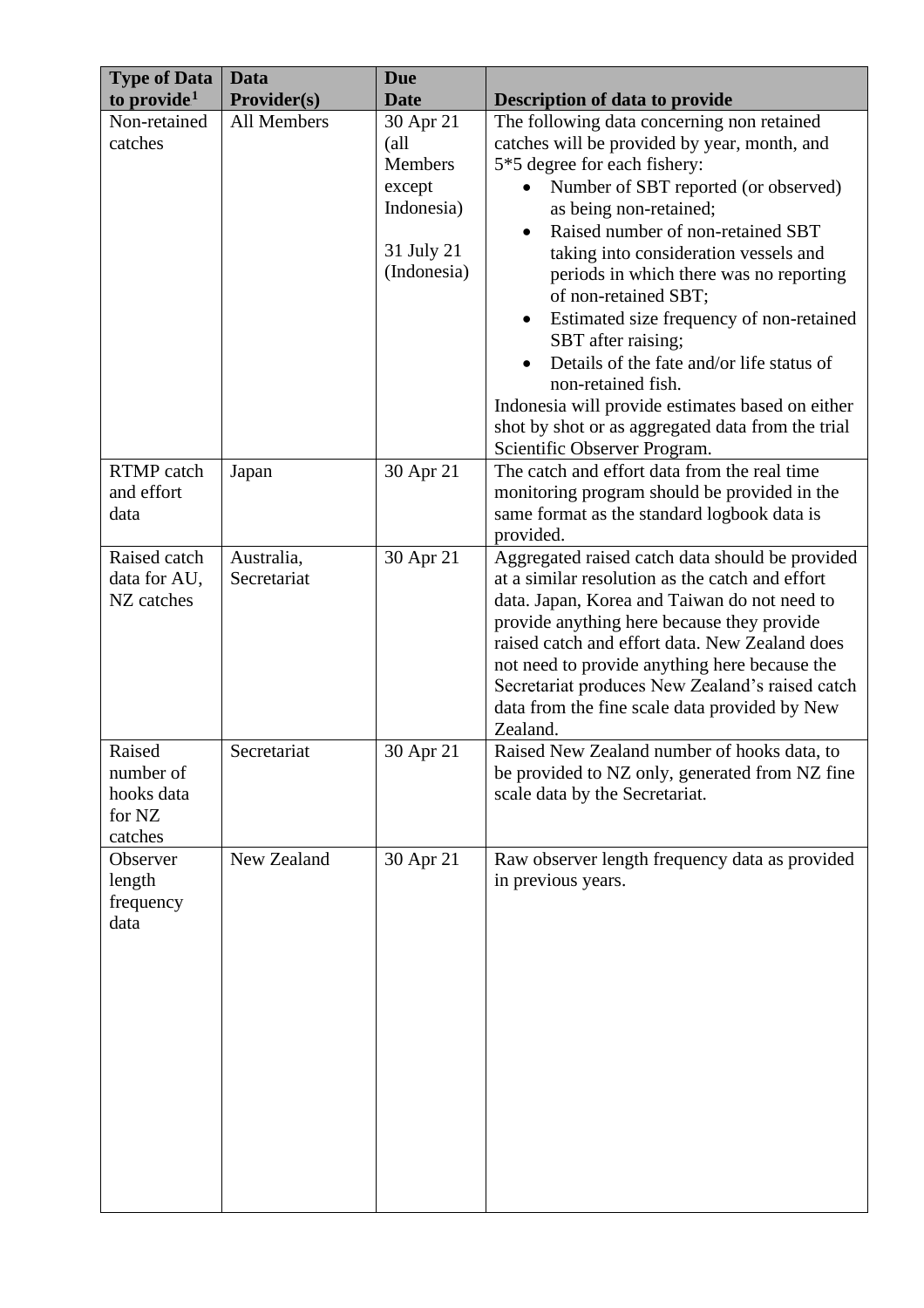| Type of Data to provide[1] | Data Provider(s) | Due Date | Description of data to provide |
|---|---|---|---|
| Non-retained catches | All Members | 30 Apr 21 (all Members except Indonesia)<br><br>31 July 21 (Indonesia) | The following data concerning non retained catches will be provided by year, month, and 5*5 degree for each fishery:<br>• Number of SBT reported (or observed) as being non-retained;<br>• Raised number of non-retained SBT taking into consideration vessels and periods in which there was no reporting of non-retained SBT;<br>• Estimated size frequency of non-retained SBT after raising;<br>• Details of the fate and/or life status of non-retained fish.<br>Indonesia will provide estimates based on either shot by shot or as aggregated data from the trial Scientific Observer Program. |
| RTMP catch and effort data | Japan | 30 Apr 21 | The catch and effort data from the real time monitoring program should be provided in the same format as the standard logbook data is provided. |
| Raised catch data for AU, NZ catches | Australia, Secretariat | 30 Apr 21 | Aggregated raised catch data should be provided at a similar resolution as the catch and effort data. Japan, Korea and Taiwan do not need to provide anything here because they provide raised catch and effort data. New Zealand does not need to provide anything here because the Secretariat produces New Zealand's raised catch data from the fine scale data provided by New Zealand. |
| Raised number of hooks data for NZ catches | Secretariat | 30 Apr 21 | Raised New Zealand number of hooks data, to be provided to NZ only, generated from NZ fine scale data by the Secretariat. |
| Observer length frequency data | New Zealand | 30 Apr 21 | Raw observer length frequency data as provided in previous years. |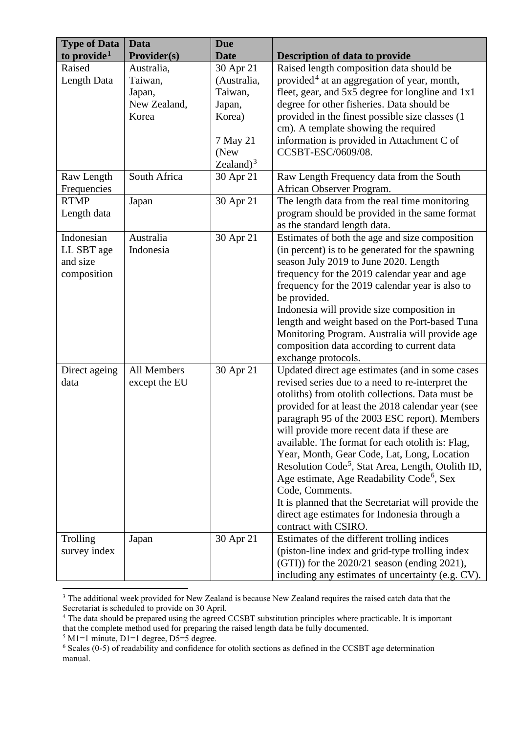| Type of Data to provide[1] | Data Provider(s) | Due Date | Description of data to provide |
|---|---|---|---|
| Raised Length Data | Australia, Taiwan, Japan, New Zealand, Korea | 30 Apr 21 (Australia, Taiwan, Japan, Korea)<br><br>7 May 21 (New Zealand)[3] | Raised length composition data should be provided[4] at an aggregation of year, month, fleet, gear, and 5x5 degree for longline and 1x1 degree for other fisheries. Data should be provided in the finest possible size classes (1 cm). A template showing the required information is provided in Attachment C of CCSBT-ESC/0609/08. |
| Raw Length Frequencies | South Africa | 30 Apr 21 | Raw Length Frequency data from the South African Observer Program. |
| RTMP Length data | Japan | 30 Apr 21 | The length data from the real time monitoring program should be provided in the same format as the standard length data. |
| Indonesian LL SBT age and size composition | Australia Indonesia | 30 Apr 21 | Estimates of both the age and size composition (in percent) is to be generated for the spawning season July 2019 to June 2020. Length frequency for the 2019 calendar year and age frequency for the 2019 calendar year is also to be provided.<br>Indonesia will provide size composition in length and weight based on the Port-based Tuna Monitoring Program. Australia will provide age composition data according to current data exchange protocols. |
| Direct ageing data | All Members except the EU | 30 Apr 21 | Updated direct age estimates (and in some cases revised series due to a need to re-interpret the otoliths) from otolith collections. Data must be provided for at least the 2018 calendar year (see paragraph 95 of the 2003 ESC report). Members will provide more recent data if these are available. The format for each otolith is: Flag, Year, Month, Gear Code, Lat, Long, Location Resolution Code[5], Stat Area, Length, Otolith ID, Age estimate, Age Readability Code[6], Sex Code, Comments.<br>It is planned that the Secretariat will provide the direct age estimates for Indonesia through a contract with CSIRO. |
| Trolling survey index | Japan | 30 Apr 21 | Estimates of the different trolling indices (piston-line index and grid-type trolling index (GTI)) for the 2020/21 season (ending 2021), including any estimates of uncertainty (e.g. CV). |

[3] The additional week provided for New Zealand is because New Zealand requires the raised catch data that the Secretariat is scheduled to provide on 30 April.

[4] The data should be prepared using the agreed CCSBT substitution principles where practicable. It is important that the complete method used for preparing the raised length data be fully documented.

[5] M1=1 minute, D1=1 degree, D5=5 degree.

[6] Scales (0-5) of readability and confidence for otolith sections as defined in the CCSBT age determination manual.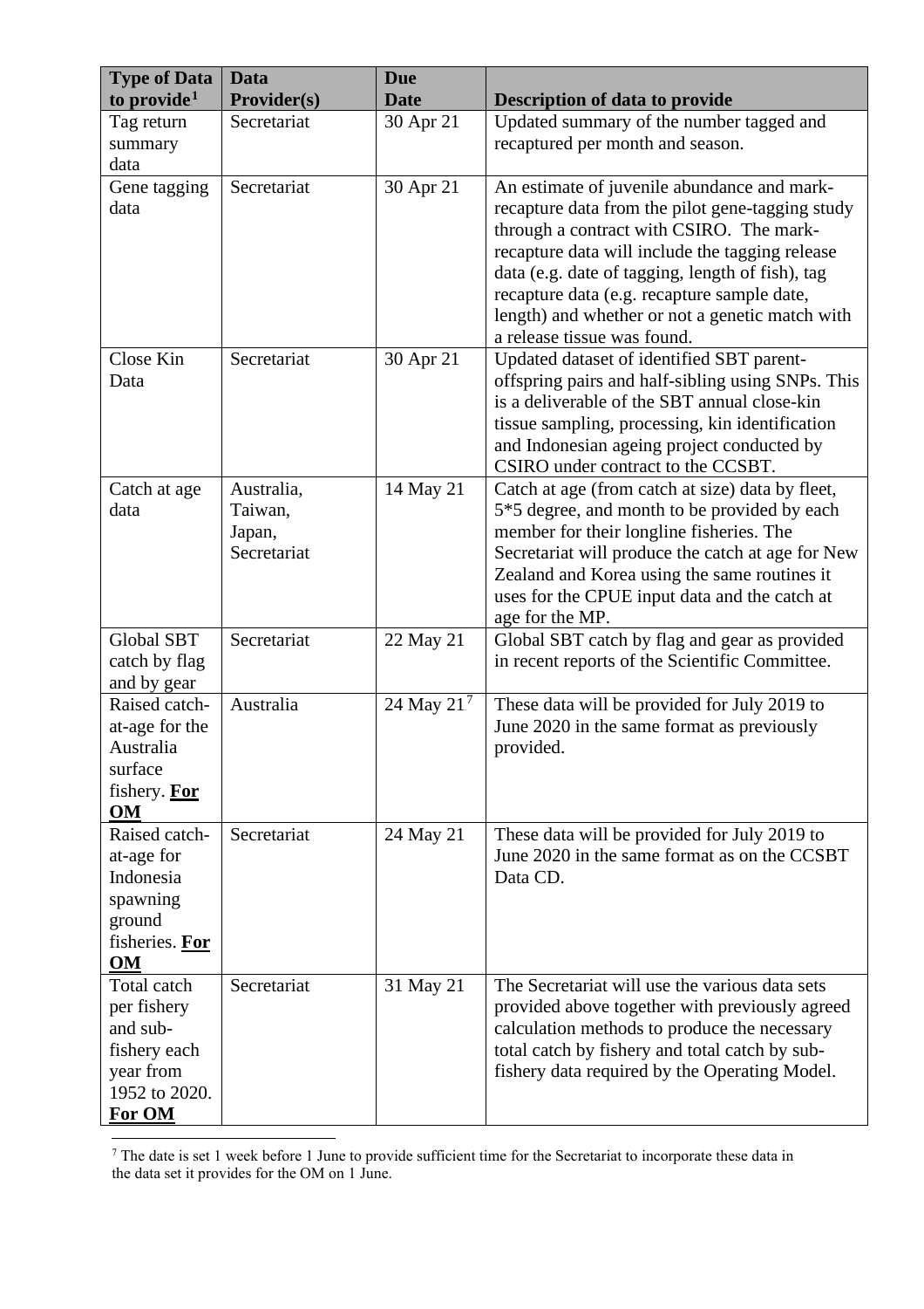| Type of Data to provide[1] | Data Provider(s) | Due Date | Description of data to provide |
|---|---|---|---|
| Tag return summary data | Secretariat | 30 Apr 21 | Updated summary of the number tagged and recaptured per month and season. |
| Gene tagging data | Secretariat | 30 Apr 21 | An estimate of juvenile abundance and mark-recapture data from the pilot gene-tagging study through a contract with CSIRO. The mark-recapture data will include the tagging release data (e.g. date of tagging, length of fish), tag recapture data (e.g. recapture sample date, length) and whether or not a genetic match with a release tissue was found. |
| Close Kin Data | Secretariat | 30 Apr 21 | Updated dataset of identified SBT parent-offspring pairs and half-sibling using SNPs. This is a deliverable of the SBT annual close-kin tissue sampling, processing, kin identification and Indonesian ageing project conducted by CSIRO under contract to the CCSBT. |
| Catch at age data | Australia, Taiwan, Japan, Secretariat | 14 May 21 | Catch at age (from catch at size) data by fleet, 5*5 degree, and month to be provided by each member for their longline fisheries. The Secretariat will produce the catch at age for New Zealand and Korea using the same routines it uses for the CPUE input data and the catch at age for the MP. |
| Global SBT catch by flag and by gear | Secretariat | 22 May 21 | Global SBT catch by flag and gear as provided in recent reports of the Scientific Committee. |
| Raised catch-at-age for the Australia surface fishery. **<u>For OM</u>** | Australia | 24 May 21[7] | These data will be provided for July 2019 to June 2020 in the same format as previously provided. |
| Raised catch-at-age for Indonesia spawning ground fisheries. **<u>For OM</u>** | Secretariat | 24 May 21 | These data will be provided for July 2019 to June 2020 in the same format as on the CCSBT Data CD. |
| Total catch per fishery and sub-fishery each year from 1952 to 2020. **<u>For OM</u>** | Secretariat | 31 May 21 | The Secretariat will use the various data sets provided above together with previously agreed calculation methods to produce the necessary total catch by fishery and total catch by sub-fishery data required by the Operating Model. |

[7] The date is set 1 week before 1 June to provide sufficient time for the Secretariat to incorporate these data in the data set it provides for the OM on 1 June.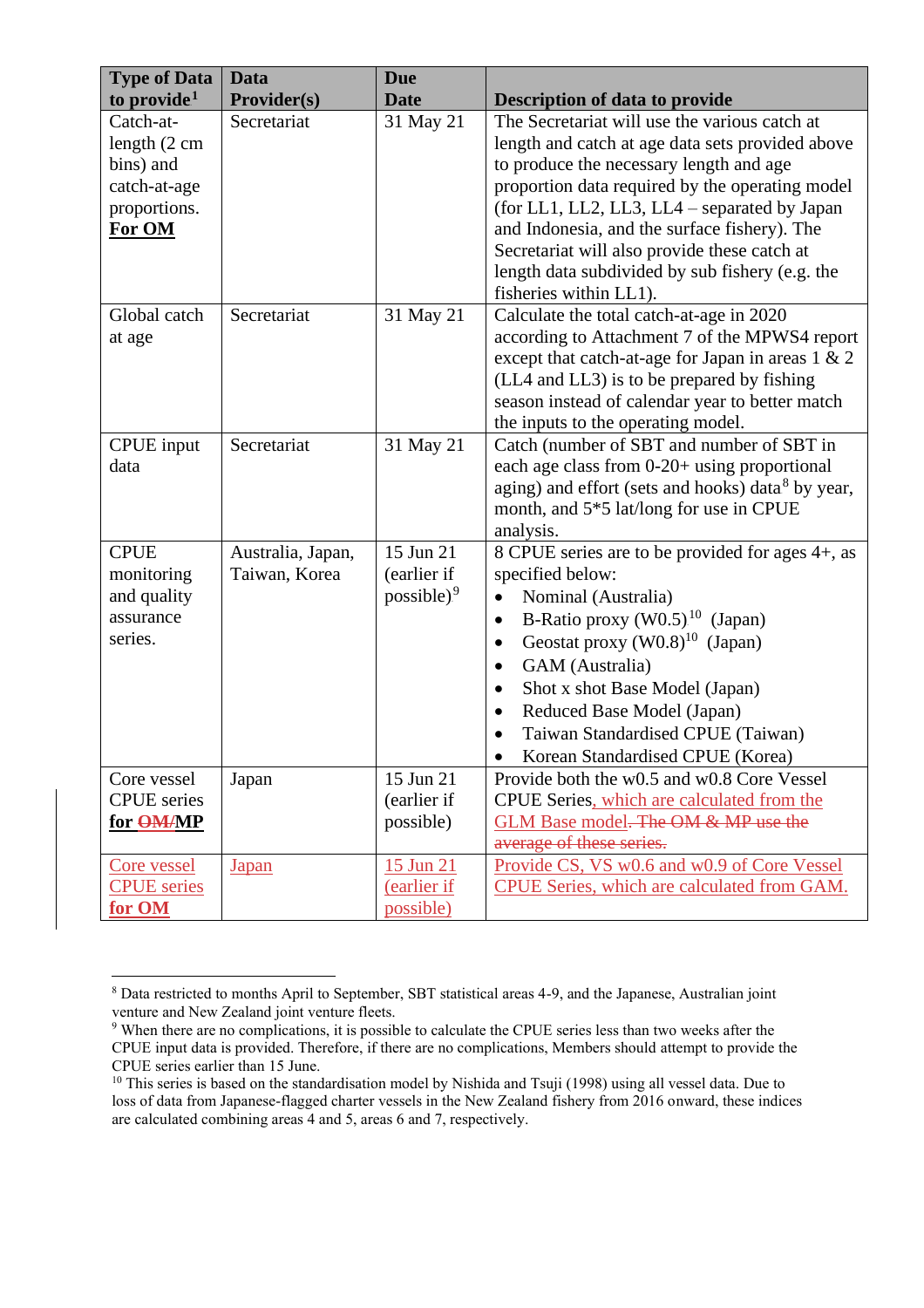| Type of Data to provide[1] | Data Provider(s) | Due Date | Description of data to provide |
|---|---|---|---|
| Catch-at-length (2 cm bins) and catch-at-age proportions. **For OM** | Secretariat | 31 May 21 | The Secretariat will use the various catch at length and catch at age data sets provided above to produce the necessary length and age proportion data required by the operating model (for LL1, LL2, LL3, LL4 – separated by Japan and Indonesia, and the surface fishery). The Secretariat will also provide these catch at length data subdivided by sub fishery (e.g. the fisheries within LL1). |
| Global catch at age | Secretariat | 31 May 21 | Calculate the total catch-at-age in 2020 according to Attachment 7 of the MPWS4 report except that catch-at-age for Japan in areas 1 & 2 (LL4 and LL3) is to be prepared by fishing season instead of calendar year to better match the inputs to the operating model. |
| CPUE input data | Secretariat | 31 May 21 | Catch (number of SBT and number of SBT in each age class from 0-20+ using proportional aging) and effort (sets and hooks) data[8] by year, month, and 5*5 lat/long for use in CPUE analysis. |
| CPUE monitoring and quality assurance series. | Australia, Japan, Taiwan, Korea | 15 Jun 21 (earlier if possible)[9] | 8 CPUE series are to be provided for ages 4+, as specified below:<br>• Nominal (Australia)<br>• B-Ratio proxy (W0.5)[10] (Japan)<br>• Geostat proxy (W0.8)[10] (Japan)<br>• GAM (Australia)<br>• Shot x shot Base Model (Japan)<br>• Reduced Base Model (Japan)<br>• Taiwan Standardised CPUE (Taiwan)<br>• Korean Standardised CPUE (Korea) |
| Core vessel CPUE series **for ~~OM~~/MP** | Japan | 15 Jun 21 (earlier if possible) | Provide both the w0.5 and w0.8 Core Vessel CPUE Series, which are calculated from the GLM Base model. ~~The OM & MP use the average of these series.~~ |
| Core vessel CPUE series **for OM** | Japan | 15 Jun 21 (earlier if possible) | Provide CS, VS w0.6 and w0.9 of Core Vessel CPUE Series, which are calculated from GAM. |

[8] Data restricted to months April to September, SBT statistical areas 4-9, and the Japanese, Australian joint venture and New Zealand joint venture fleets.

[9] When there are no complications, it is possible to calculate the CPUE series less than two weeks after the CPUE input data is provided. Therefore, if there are no complications, Members should attempt to provide the CPUE series earlier than 15 June.

[10] This series is based on the standardisation model by Nishida and Tsuji (1998) using all vessel data. Due to loss of data from Japanese-flagged charter vessels in the New Zealand fishery from 2016 onward, these indices are calculated combining areas 4 and 5, areas 6 and 7, respectively.